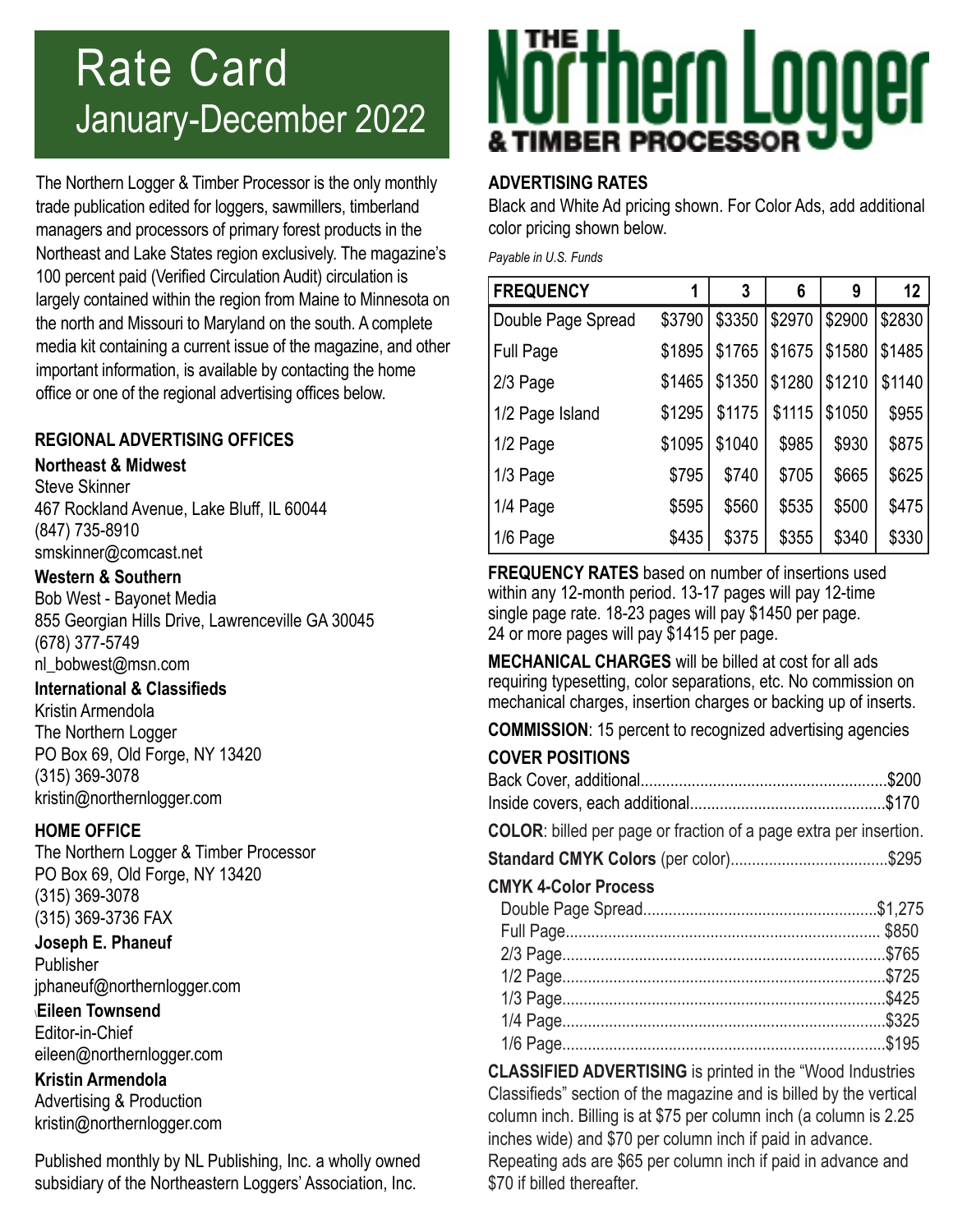# Rate Card
## January-December 2022

# The Northern Logger & Timber Processor

The Northern Logger & Timber Processor is the only monthly trade publication edited for loggers, sawmillers, timberland managers and processors of primary forest products in the Northeast and Lake States region exclusively. The magazine's 100 percent paid (Verified Circulation Audit) circulation is largely contained within the region from Maine to Minnesota on the north and Missouri to Maryland on the south. A complete media kit containing a current issue of the magazine, and other important information, is available by contacting the home office or one of the regional advertising offices below.

### REGIONAL ADVERTISING OFFICES

**Northeast & Midwest**
Steve Skinner
467 Rockland Avenue, Lake Bluff, IL 60044
(847) 735-8910
smskinner@comcast.net

**Western & Southern**
Bob West - Bayonet Media
855 Georgian Hills Drive, Lawrenceville GA 30045
(678) 377-5749
nl_bobwest@msn.com

**International & Classifieds**
Kristin Armendola
The Northern Logger
PO Box 69, Old Forge, NY 13420
(315) 369-3078
kristin@northernlogger.com

### HOME OFFICE

The Northern Logger & Timber Processor
PO Box 69, Old Forge, NY 13420
(315) 369-3078
(315) 369-3736 FAX

**Joseph E. Phaneuf**
Publisher
jphaneuf@northernlogger.com

**Eileen Townsend**
Editor-in-Chief
eileen@northernlogger.com

**Kristin Armendola**
Advertising & Production
kristin@northernlogger.com

Published monthly by NL Publishing, Inc. a wholly owned subsidiary of the Northeastern Loggers' Association, Inc.

### ADVERTISING RATES

Black and White Ad pricing shown. For Color Ads, add additional color pricing shown below.

*Payable in U.S. Funds*

| FREQUENCY | 1 | 3 | 6 | 9 | 12 |
|---|---|---|---|---|---|
| Double Page Spread | $3790 | $3350 | $2970 | $2900 | $2830 |
| Full Page | $1895 | $1765 | $1675 | $1580 | $1485 |
| 2/3 Page | $1465 | $1350 | $1280 | $1210 | $1140 |
| 1/2 Page Island | $1295 | $1175 | $1115 | $1050 | $955 |
| 1/2 Page | $1095 | $1040 | $985 | $930 | $875 |
| 1/3 Page | $795 | $740 | $705 | $665 | $625 |
| 1/4 Page | $595 | $560 | $535 | $500 | $475 |
| 1/6 Page | $435 | $375 | $355 | $340 | $330 |

**FREQUENCY RATES** based on number of insertions used within any 12-month period. 13-17 pages will pay 12-time single page rate. 18-23 pages will pay $1450 per page. 24 or more pages will pay $1415 per page.

**MECHANICAL CHARGES** will be billed at cost for all ads requiring typesetting, color separations, etc. No commission on mechanical charges, insertion charges or backing up of inserts.

**COMMISSION**: 15 percent to recognized advertising agencies

### COVER POSITIONS

Back Cover, additional.......................................................$200
Inside covers, each additional...........................................$170

**COLOR**: billed per page or fraction of a page extra per insertion.

**Standard CMYK Colors** (per color)....................................$295

**CMYK 4-Color Process**

- Double Page Spread.....................................................$1,275
- Full Page.......................................................................$850
- 2/3 Page........................................................................$765
- 1/2 Page........................................................................$725
- 1/3 Page........................................................................$425
- 1/4 Page........................................................................$325
- 1/6 Page........................................................................$195

**CLASSIFIED ADVERTISING** is printed in the "Wood Industries Classifieds" section of the magazine and is billed by the vertical column inch. Billing is at $75 per column inch (a column is 2.25 inches wide) and $70 per column inch if paid in advance. Repeating ads are $65 per column inch if paid in advance and $70 if billed thereafter.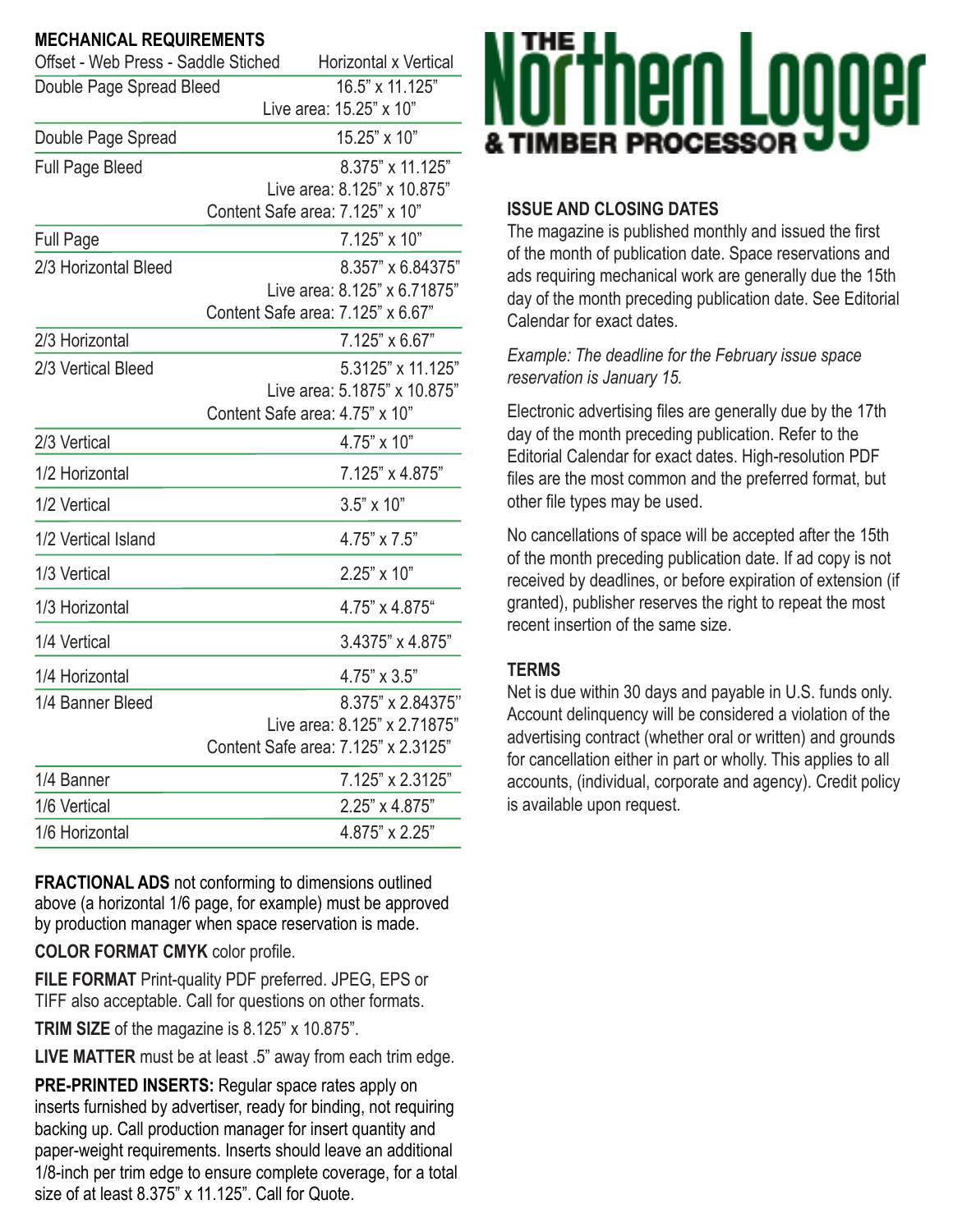## MECHANICAL REQUIREMENTS

| Offset - Web Press - Saddle Stiched | Horizontal x Vertical |
|---|---|
| Double Page Spread Bleed | 16.5" x 11.125"<br>Live area: 15.25" x 10" |
| Double Page Spread | 15.25" x 10" |
| Full Page Bleed | 8.375" x 11.125"<br>Live area: 8.125" x 10.875"<br>Content Safe area: 7.125" x 10" |
| Full Page | 7.125" x 10" |
| 2/3 Horizontal Bleed | 8.357" x 6.84375"<br>Live area: 8.125" x 6.71875"<br>Content Safe area: 7.125" x 6.67" |
| 2/3 Horizontal | 7.125" x 6.67" |
| 2/3 Vertical Bleed | 5.3125" x 11.125"<br>Live area: 5.1875" x 10.875"<br>Content Safe area: 4.75" x 10" |
| 2/3 Vertical | 4.75" x 10" |
| 1/2 Horizontal | 7.125" x 4.875" |
| 1/2 Vertical | 3.5" x 10" |
| 1/2 Vertical Island | 4.75" x 7.5" |
| 1/3 Vertical | 2.25" x 10" |
| 1/3 Horizontal | 4.75" x 4.875" |
| 1/4 Vertical | 3.4375" x 4.875" |
| 1/4 Horizontal | 4.75" x 3.5" |
| 1/4 Banner Bleed | 8.375" x 2.84375"<br>Live area: 8.125" x 2.71875"<br>Content Safe area: 7.125" x 2.3125" |
| 1/4 Banner | 7.125" x 2.3125" |
| 1/6 Vertical | 2.25" x 4.875" |
| 1/6 Horizontal | 4.875" x 2.25" |

**FRACTIONAL ADS** not conforming to dimensions outlined above (a horizontal 1/6 page, for example) must be approved by production manager when space reservation is made.

**COLOR FORMAT CMYK** color profile.

**FILE FORMAT** Print-quality PDF preferred. JPEG, EPS or TIFF also acceptable. Call for questions on other formats.

**TRIM SIZE** of the magazine is 8.125" x 10.875".

**LIVE MATTER** must be at least .5" away from each trim edge.

**PRE-PRINTED INSERTS:** Regular space rates apply on inserts furnished by advertiser, ready for binding, not requiring backing up. Call production manager for insert quantity and paper-weight requirements. Inserts should leave an additional 1/8-inch per trim edge to ensure complete coverage, for a total size of at least 8.375" x 11.125". Call for Quote.

# THE Northern Logger & TIMBER PROCESSOR

## ISSUE AND CLOSING DATES

The magazine is published monthly and issued the first of the month of publication date. Space reservations and ads requiring mechanical work are generally due the 15th day of the month preceding publication date. See Editorial Calendar for exact dates.

*Example: The deadline for the February issue space reservation is January 15.*

Electronic advertising files are generally due by the 17th day of the month preceding publication. Refer to the Editorial Calendar for exact dates. High-resolution PDF files are the most common and the preferred format, but other file types may be used.

No cancellations of space will be accepted after the 15th of the month preceding publication date. If ad copy is not received by deadlines, or before expiration of extension (if granted), publisher reserves the right to repeat the most recent insertion of the same size.

## TERMS

Net is due within 30 days and payable in U.S. funds only. Account delinquency will be considered a violation of the advertising contract (whether oral or written) and grounds for cancellation either in part or wholly. This applies to all accounts, (individual, corporate and agency). Credit policy is available upon request.